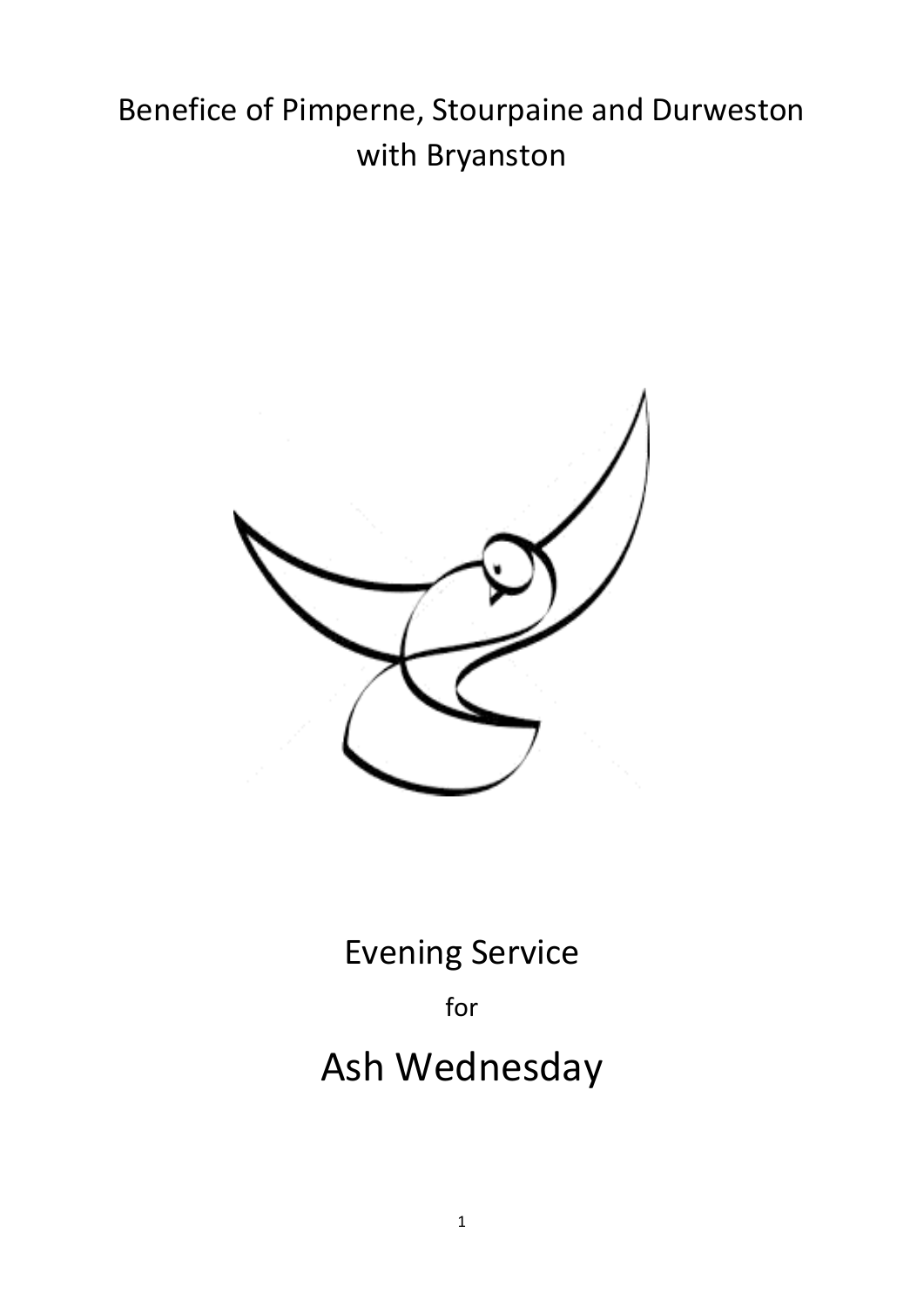Benefice of Pimperne, Stourpaine and Durweston with Bryanston

Evening Service

for

# Ash Wednesday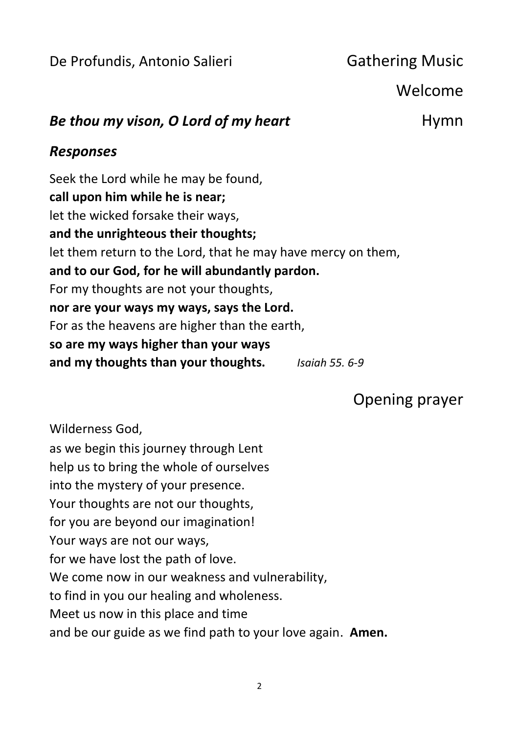De Profundis, Antonio Salieri **Gathering Music**

## Welcome

***Be thou my vison, O Lord of my heart*** **Hymn**

### *Responses*

Seek the Lord while he may be found,
**call upon him while he is near;**
let the wicked forsake their ways,
**and the unrighteous their thoughts;**
let them return to the Lord, that he may have mercy on them,
**and to our God, for he will abundantly pardon.**
For my thoughts are not your thoughts,
**nor are your ways my ways, says the Lord.**
For as the heavens are higher than the earth,
**so are my ways higher than your ways**
**and my thoughts than your thoughts.** *Isaiah 55. 6-9*

## Opening prayer

Wilderness God,
as we begin this journey through Lent
help us to bring the whole of ourselves
into the mystery of your presence.
Your thoughts are not our thoughts,
for you are beyond our imagination!
Your ways are not our ways,
for we have lost the path of love.
We come now in our weakness and vulnerability,
to find in you our healing and wholeness.
Meet us now in this place and time
and be our guide as we find path to your love again. **Amen.**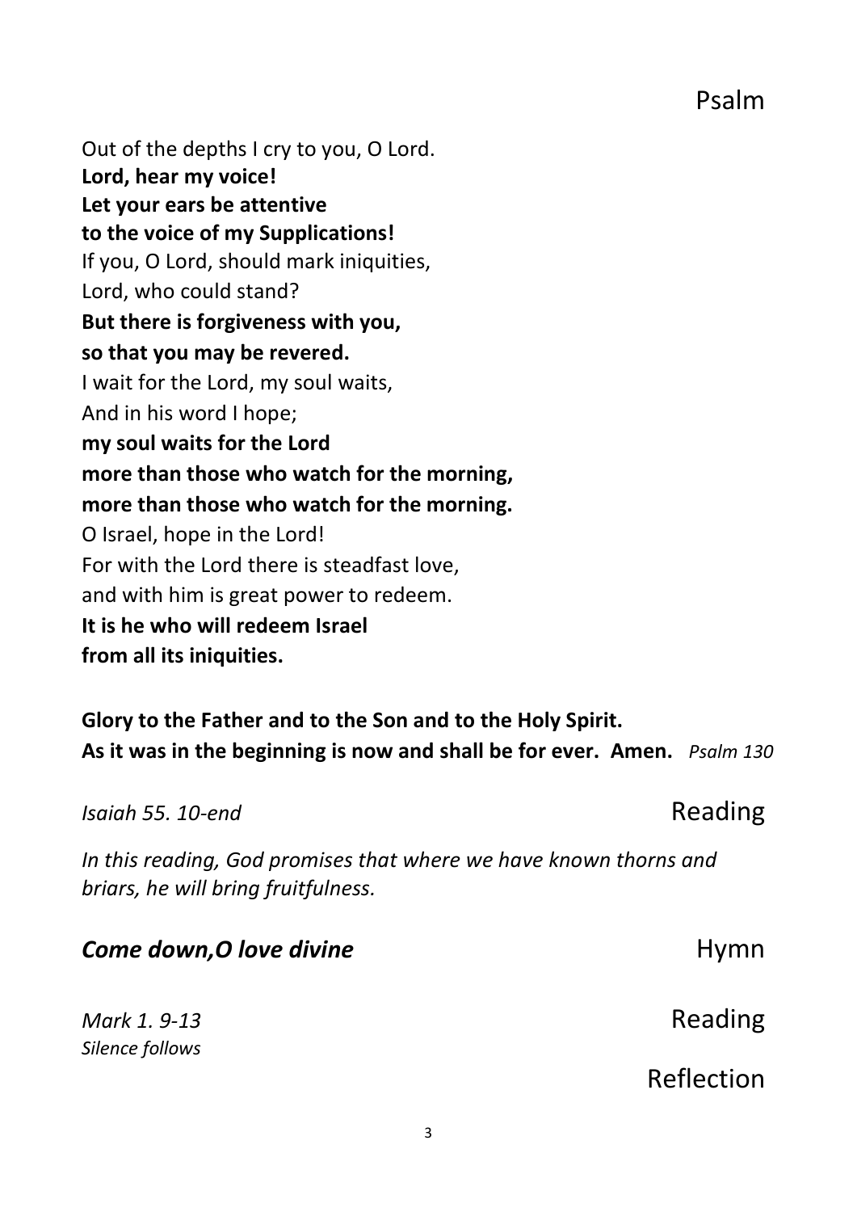## Psalm

Out of the depths I cry to you, O Lord.
**Lord, hear my voice!**
**Let your ears be attentive**
**to the voice of my Supplications!**
If you, O Lord, should mark iniquities,
Lord, who could stand?
**But there is forgiveness with you,**
**so that you may be revered.**
I wait for the Lord, my soul waits,
And in his word I hope;
**my soul waits for the Lord**
**more than those who watch for the morning,**
**more than those who watch for the morning.**
O Israel, hope in the Lord!
For with the Lord there is steadfast love,
and with him is great power to redeem.
**It is he who will redeem Israel**
**from all its iniquities.**

**Glory to the Father and to the Son and to the Holy Spirit.**
**As it was in the beginning is now and shall be for ever. Amen.** *Psalm 130*

## Reading

*Isaiah 55. 10-end*

*In this reading, God promises that where we have known thorns and briars, he will bring fruitfulness.*

## Hymn

***Come down,O love divine***

## Reading

*Mark 1. 9-13*
*Silence follows*

## Reflection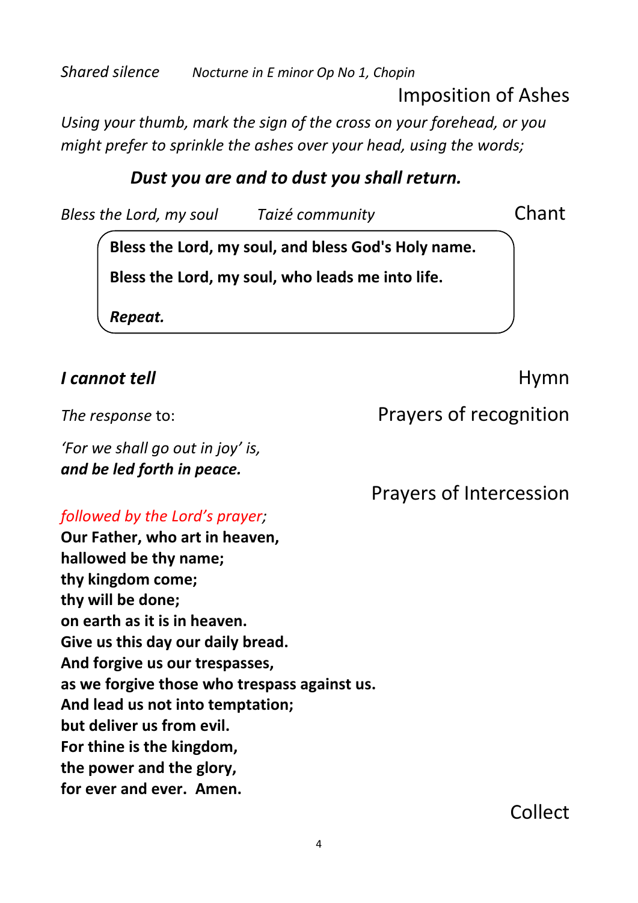*Shared silence* *Nocturne in E minor Op No 1, Chopin*

## Imposition of Ashes

*Using your thumb, mark the sign of the cross on your forehead, or you might prefer to sprinkle the ashes over your head, using the words;*

***Dust you are and to dust you shall return.***

## Chant

*Bless the Lord, my soul* *Taizé community*

**Bless the Lord, my soul, and bless God's Holy name.**

**Bless the Lord, my soul, who leads me into life.**

***Repeat.***

## Hymn

***I cannot tell***

## Prayers of recognition

*The response* to:

*'For we shall go out in joy' is,*
***and be led forth in peace.***

## Prayers of Intercession

*followed by the Lord's prayer;*

**Our Father, who art in heaven,**
**hallowed be thy name;**
**thy kingdom come;**
**thy will be done;**
**on earth as it is in heaven.**
**Give us this day our daily bread.**
**And forgive us our trespasses,**
**as we forgive those who trespass against us.**
**And lead us not into temptation;**
**but deliver us from evil.**
**For thine is the kingdom,**
**the power and the glory,**
**for ever and ever. Amen.**

## Collect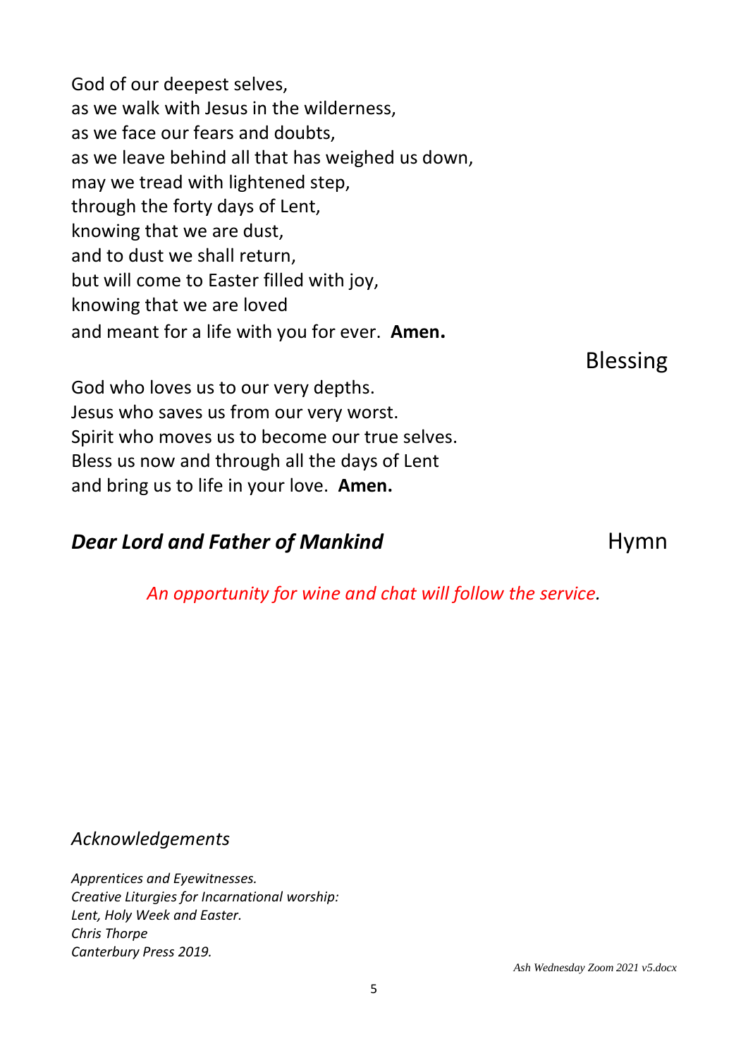God of our deepest selves,  
as we walk with Jesus in the wilderness,  
as we face our fears and doubts,  
as we leave behind all that has weighed us down,  
may we tread with lightened step,  
through the forty days of Lent,  
knowing that we are dust,  
and to dust we shall return,  
but will come to Easter filled with joy,  
knowing that we are loved  
and meant for a life with you for ever. **Amen.**

Blessing

God who loves us to our very depths.  
Jesus who saves us from our very worst.  
Spirit who moves us to become our true selves.  
Bless us now and through all the days of Lent  
and bring us to life in your love. **Amen.**

***Dear Lord and Father of Mankind*** Hymn

*An opportunity for wine and chat will follow the service.*

*Acknowledgements*

*Apprentices and Eyewitnesses.*  
*Creative Liturgies for Incarnational worship:*  
*Lent, Holy Week and Easter.*  
*Chris Thorpe*  
*Canterbury Press 2019.*

*Ash Wednesday Zoom 2021 v5.docx*